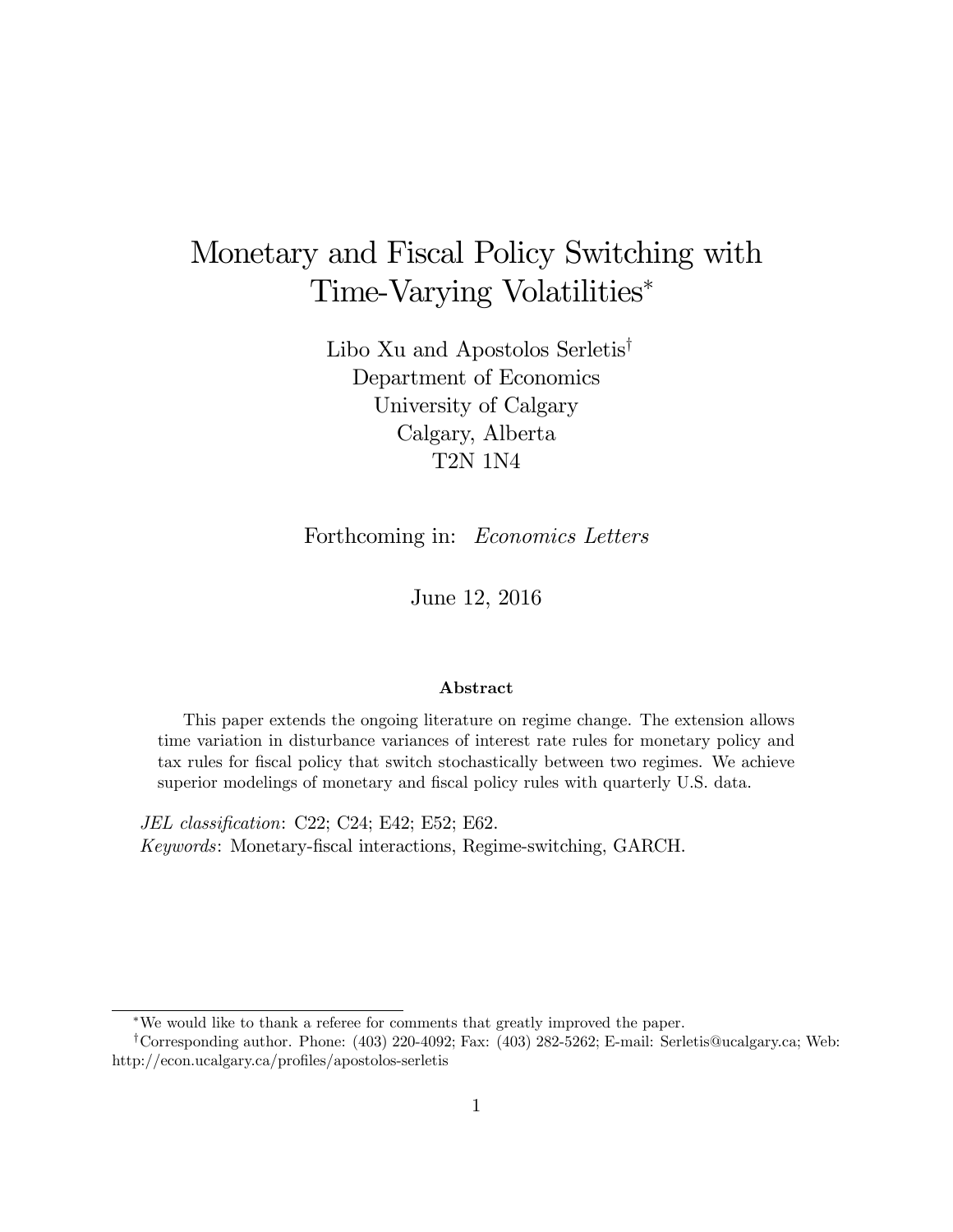# Monetary and Fiscal Policy Switching with Time-Varying Volatilities[*]

Libo Xu and Apostolos Serletis[†]
Department of Economics
University of Calgary
Calgary, Alberta
T2N 1N4

Forthcoming in: *Economics Letters*

June 12, 2016

### Abstract

This paper extends the ongoing literature on regime change. The extension allows time variation in disturbance variances of interest rate rules for monetary policy and tax rules for fiscal policy that switch stochastically between two regimes. We achieve superior modelings of monetary and fiscal policy rules with quarterly U.S. data.

*JEL classification*: C22; C24; E42; E52; E62.
*Keywords*: Monetary-fiscal interactions, Regime-switching, GARCH.

---

[*] We would like to thank a referee for comments that greatly improved the paper.

[†] Corresponding author. Phone: (403) 220-4092; Fax: (403) 282-5262; E-mail: Serletis@ucalgary.ca; Web: http://econ.ucalgary.ca/profiles/apostolos-serletis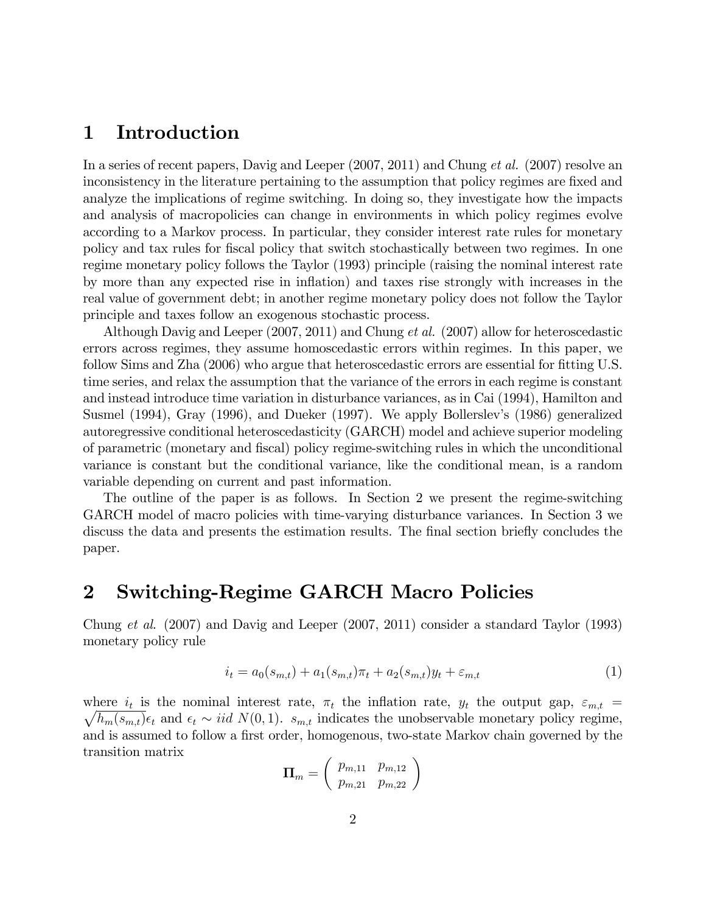# 1 Introduction

In a series of recent papers, Davig and Leeper (2007, 2011) and Chung *et al.* (2007) resolve an inconsistency in the literature pertaining to the assumption that policy regimes are fixed and analyze the implications of regime switching. In doing so, they investigate how the impacts and analysis of macropolicies can change in environments in which policy regimes evolve according to a Markov process. In particular, they consider interest rate rules for monetary policy and tax rules for fiscal policy that switch stochastically between two regimes. In one regime monetary policy follows the Taylor (1993) principle (raising the nominal interest rate by more than any expected rise in inflation) and taxes rise strongly with increases in the real value of government debt; in another regime monetary policy does not follow the Taylor principle and taxes follow an exogenous stochastic process.

Although Davig and Leeper (2007, 2011) and Chung *et al.* (2007) allow for heteroscedastic errors across regimes, they assume homoscedastic errors within regimes. In this paper, we follow Sims and Zha (2006) who argue that heteroscedastic errors are essential for fitting U.S. time series, and relax the assumption that the variance of the errors in each regime is constant and instead introduce time variation in disturbance variances, as in Cai (1994), Hamilton and Susmel (1994), Gray (1996), and Dueker (1997). We apply Bollerslev's (1986) generalized autoregressive conditional heteroscedasticity (GARCH) model and achieve superior modeling of parametric (monetary and fiscal) policy regime-switching rules in which the unconditional variance is constant but the conditional variance, like the conditional mean, is a random variable depending on current and past information.

The outline of the paper is as follows. In Section 2 we present the regime-switching GARCH model of macro policies with time-varying disturbance variances. In Section 3 we discuss the data and presents the estimation results. The final section briefly concludes the paper.

# 2 Switching-Regime GARCH Macro Policies

Chung *et al.* (2007) and Davig and Leeper (2007, 2011) consider a standard Taylor (1993) monetary policy rule

$$i_t = a_0(s_{m,t}) + a_1(s_{m,t})\pi_t + a_2(s_{m,t})y_t + \varepsilon_{m,t} \tag{1}$$

where $i_t$ is the nominal interest rate, $\pi_t$ the inflation rate, $y_t$ the output gap, $\varepsilon_{m,t} = \sqrt{h_m(s_{m,t})}\epsilon_t$ and $\epsilon_t \sim iid\ N(0,1)$. $s_{m,t}$ indicates the unobservable monetary policy regime, and is assumed to follow a first order, homogenous, two-state Markov chain governed by the transition matrix

$$\mathbf{\Pi}_m = \begin{pmatrix} p_{m,11} & p_{m,12} \\ p_{m,21} & p_{m,22} \end{pmatrix}$$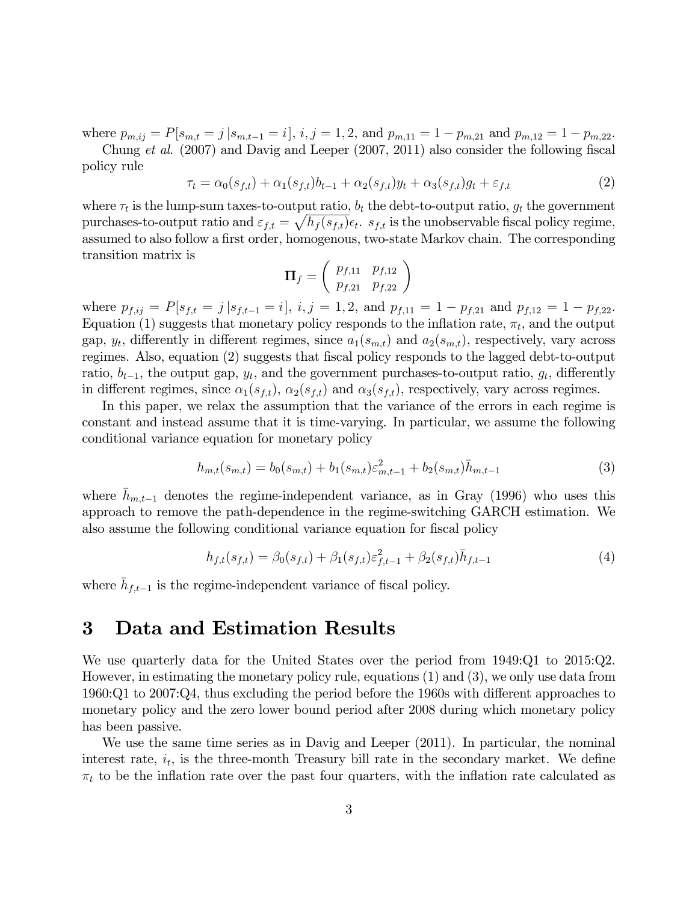where $p_{m,ij} = P[s_{m,t} = j \,|s_{m,t-1} = i]$, $i, j = 1, 2$, and $p_{m,11} = 1 - p_{m,21}$ and $p_{m,12} = 1 - p_{m,22}$.

Chung *et al.* (2007) and Davig and Leeper (2007, 2011) also consider the following fiscal policy rule

$$\tau_t = \alpha_0(s_{f,t}) + \alpha_1(s_{f,t})b_{t-1} + \alpha_2(s_{f,t})y_t + \alpha_3(s_{f,t})g_t + \varepsilon_{f,t} \tag{2}$$

where $\tau_t$ is the lump-sum taxes-to-output ratio, $b_t$ the debt-to-output ratio, $g_t$ the government purchases-to-output ratio and $\varepsilon_{f,t} = \sqrt{h_f(s_{f,t})}\epsilon_t$. $s_{f,t}$ is the unobservable fiscal policy regime, assumed to also follow a first order, homogenous, two-state Markov chain. The corresponding transition matrix is

$$\mathbf{\Pi}_f = \begin{pmatrix} p_{f,11} & p_{f,12} \\ p_{f,21} & p_{f,22} \end{pmatrix}$$

where $p_{f,ij} = P[s_{f,t} = j \,|s_{f,t-1} = i]$, $i, j = 1, 2$, and $p_{f,11} = 1 - p_{f,21}$ and $p_{f,12} = 1 - p_{f,22}$. Equation (1) suggests that monetary policy responds to the inflation rate, $\pi_t$, and the output gap, $y_t$, differently in different regimes, since $a_1(s_{m,t})$ and $a_2(s_{m,t})$, respectively, vary across regimes. Also, equation (2) suggests that fiscal policy responds to the lagged debt-to-output ratio, $b_{t-1}$, the output gap, $y_t$, and the government purchases-to-output ratio, $g_t$, differently in different regimes, since $\alpha_1(s_{f,t})$, $\alpha_2(s_{f,t})$ and $\alpha_3(s_{f,t})$, respectively, vary across regimes.

In this paper, we relax the assumption that the variance of the errors in each regime is constant and instead assume that it is time-varying. In particular, we assume the following conditional variance equation for monetary policy

$$h_{m,t}(s_{m,t}) = b_0(s_{m,t}) + b_1(s_{m,t})\varepsilon^2_{m,t-1} + b_2(s_{m,t})\bar{h}_{m,t-1} \tag{3}$$

where $\bar{h}_{m,t-1}$ denotes the regime-independent variance, as in Gray (1996) who uses this approach to remove the path-dependence in the regime-switching GARCH estimation. We also assume the following conditional variance equation for fiscal policy

$$h_{f,t}(s_{f,t}) = \beta_0(s_{f,t}) + \beta_1(s_{f,t})\varepsilon^2_{f,t-1} + \beta_2(s_{f,t})\bar{h}_{f,t-1} \tag{4}$$

where $\bar{h}_{f,t-1}$ is the regime-independent variance of fiscal policy.

# 3 Data and Estimation Results

We use quarterly data for the United States over the period from 1949:Q1 to 2015:Q2. However, in estimating the monetary policy rule, equations (1) and (3), we only use data from 1960:Q1 to 2007:Q4, thus excluding the period before the 1960s with different approaches to monetary policy and the zero lower bound period after 2008 during which monetary policy has been passive.

We use the same time series as in Davig and Leeper (2011). In particular, the nominal interest rate, $i_t$, is the three-month Treasury bill rate in the secondary market. We define $\pi_t$ to be the inflation rate over the past four quarters, with the inflation rate calculated as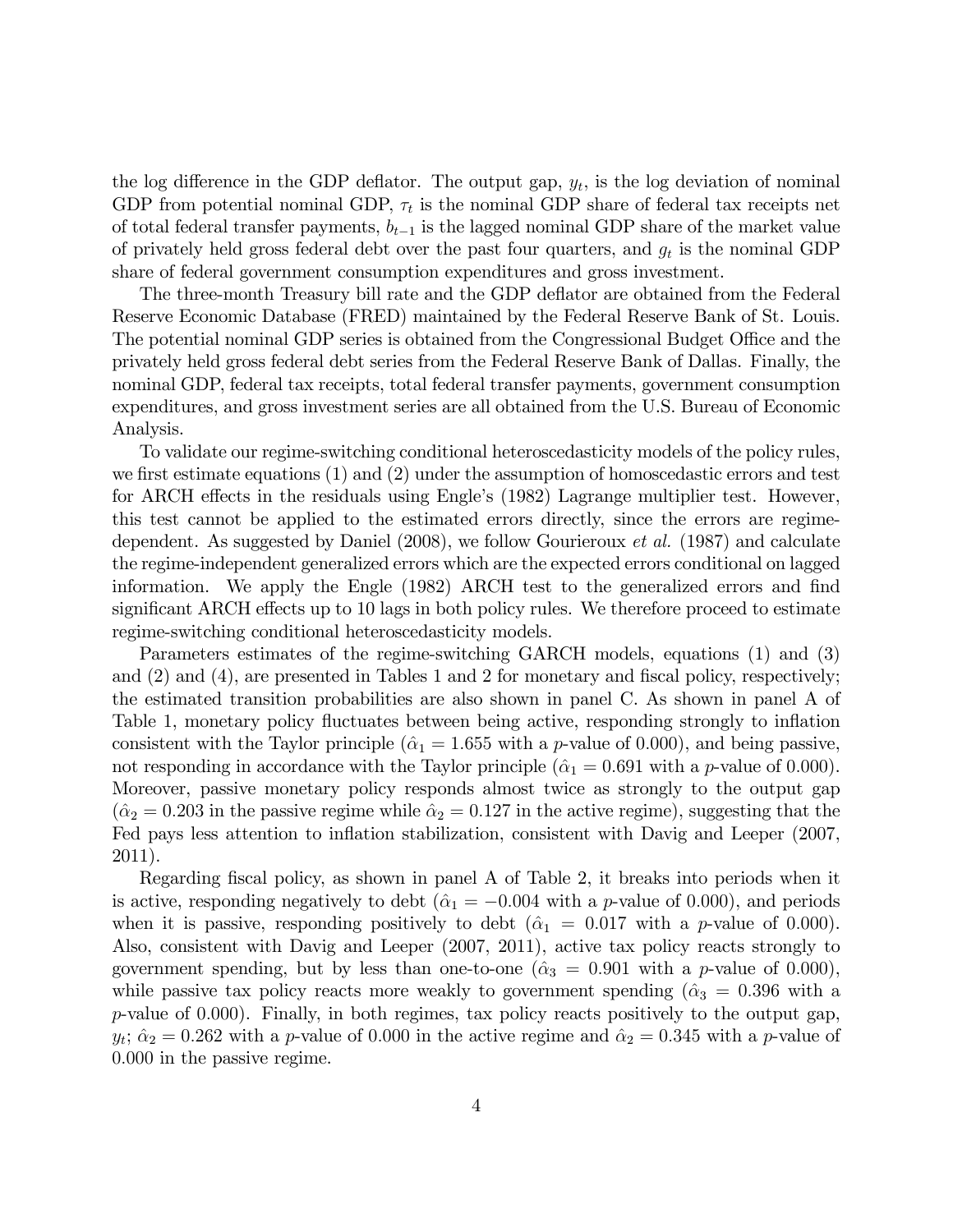the log difference in the GDP deflator. The output gap, $y_t$, is the log deviation of nominal GDP from potential nominal GDP, $\tau_t$ is the nominal GDP share of federal tax receipts net of total federal transfer payments, $b_{t-1}$ is the lagged nominal GDP share of the market value of privately held gross federal debt over the past four quarters, and $g_t$ is the nominal GDP share of federal government consumption expenditures and gross investment.

The three-month Treasury bill rate and the GDP deflator are obtained from the Federal Reserve Economic Database (FRED) maintained by the Federal Reserve Bank of St. Louis. The potential nominal GDP series is obtained from the Congressional Budget Office and the privately held gross federal debt series from the Federal Reserve Bank of Dallas. Finally, the nominal GDP, federal tax receipts, total federal transfer payments, government consumption expenditures, and gross investment series are all obtained from the U.S. Bureau of Economic Analysis.

To validate our regime-switching conditional heteroscedasticity models of the policy rules, we first estimate equations (1) and (2) under the assumption of homoscedastic errors and test for ARCH effects in the residuals using Engle's (1982) Lagrange multiplier test. However, this test cannot be applied to the estimated errors directly, since the errors are regime-dependent. As suggested by Daniel (2008), we follow Gourieroux *et al.* (1987) and calculate the regime-independent generalized errors which are the expected errors conditional on lagged information. We apply the Engle (1982) ARCH test to the generalized errors and find significant ARCH effects up to 10 lags in both policy rules. We therefore proceed to estimate regime-switching conditional heteroscedasticity models.

Parameters estimates of the regime-switching GARCH models, equations (1) and (3) and (2) and (4), are presented in Tables 1 and 2 for monetary and fiscal policy, respectively; the estimated transition probabilities are also shown in panel C. As shown in panel A of Table 1, monetary policy fluctuates between being active, responding strongly to inflation consistent with the Taylor principle ($\hat{\alpha}_1 = 1.655$ with a $p$-value of 0.000), and being passive, not responding in accordance with the Taylor principle ($\hat{\alpha}_1 = 0.691$ with a $p$-value of 0.000). Moreover, passive monetary policy responds almost twice as strongly to the output gap ($\hat{\alpha}_2 = 0.203$ in the passive regime while $\hat{\alpha}_2 = 0.127$ in the active regime), suggesting that the Fed pays less attention to inflation stabilization, consistent with Davig and Leeper (2007, 2011).

Regarding fiscal policy, as shown in panel A of Table 2, it breaks into periods when it is active, responding negatively to debt ($\hat{\alpha}_1 = -0.004$ with a $p$-value of 0.000), and periods when it is passive, responding positively to debt ($\hat{\alpha}_1 = 0.017$ with a $p$-value of 0.000). Also, consistent with Davig and Leeper (2007, 2011), active tax policy reacts strongly to government spending, but by less than one-to-one ($\hat{\alpha}_3 = 0.901$ with a $p$-value of 0.000), while passive tax policy reacts more weakly to government spending ($\hat{\alpha}_3 = 0.396$ with a $p$-value of 0.000). Finally, in both regimes, tax policy reacts positively to the output gap, $y_t$; $\hat{\alpha}_2 = 0.262$ with a $p$-value of 0.000 in the active regime and $\hat{\alpha}_2 = 0.345$ with a $p$-value of 0.000 in the passive regime.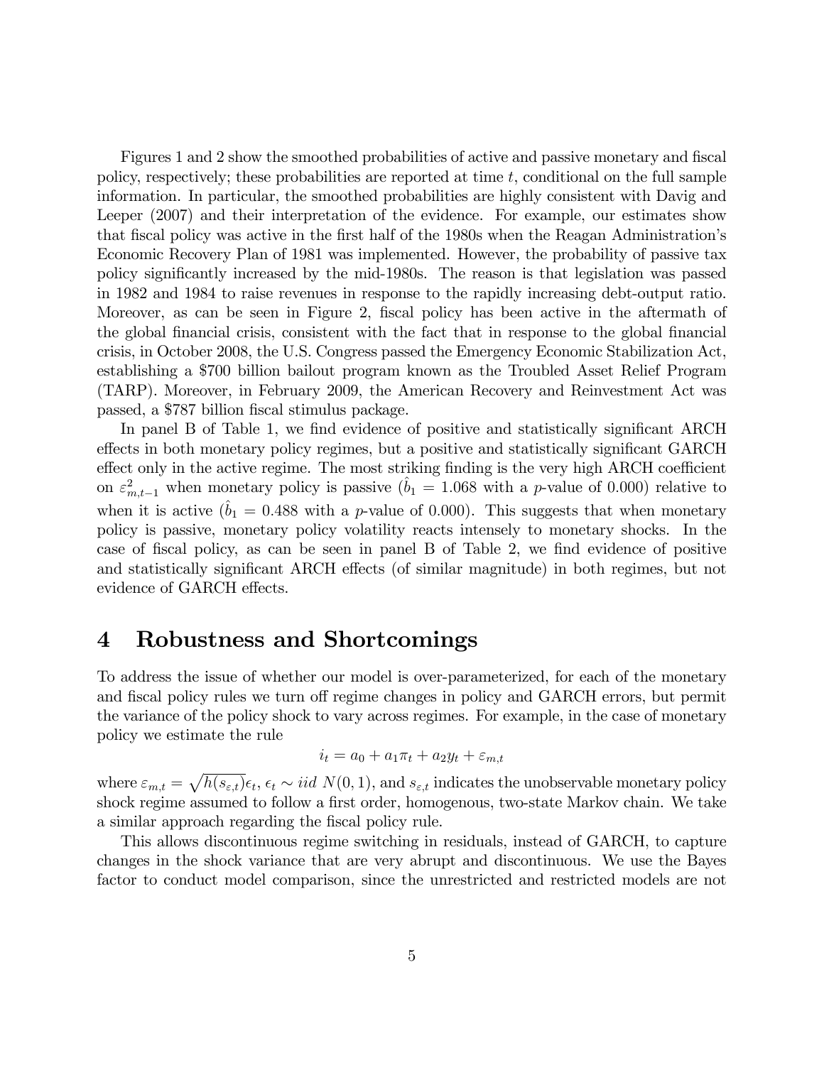Figures 1 and 2 show the smoothed probabilities of active and passive monetary and fiscal policy, respectively; these probabilities are reported at time $t$, conditional on the full sample information. In particular, the smoothed probabilities are highly consistent with Davig and Leeper (2007) and their interpretation of the evidence. For example, our estimates show that fiscal policy was active in the first half of the 1980s when the Reagan Administration's Economic Recovery Plan of 1981 was implemented. However, the probability of passive tax policy significantly increased by the mid-1980s. The reason is that legislation was passed in 1982 and 1984 to raise revenues in response to the rapidly increasing debt-output ratio. Moreover, as can be seen in Figure 2, fiscal policy has been active in the aftermath of the global financial crisis, consistent with the fact that in response to the global financial crisis, in October 2008, the U.S. Congress passed the Emergency Economic Stabilization Act, establishing a \$700 billion bailout program known as the Troubled Asset Relief Program (TARP). Moreover, in February 2009, the American Recovery and Reinvestment Act was passed, a \$787 billion fiscal stimulus package.

In panel B of Table 1, we find evidence of positive and statistically significant ARCH effects in both monetary policy regimes, but a positive and statistically significant GARCH effect only in the active regime. The most striking finding is the very high ARCH coefficient on $\varepsilon^2_{m,t-1}$ when monetary policy is passive ($\hat{b}_1 = 1.068$ with a $p$-value of 0.000) relative to when it is active ($\hat{b}_1 = 0.488$ with a $p$-value of 0.000). This suggests that when monetary policy is passive, monetary policy volatility reacts intensely to monetary shocks. In the case of fiscal policy, as can be seen in panel B of Table 2, we find evidence of positive and statistically significant ARCH effects (of similar magnitude) in both regimes, but not evidence of GARCH effects.

# 4 Robustness and Shortcomings

To address the issue of whether our model is over-parameterized, for each of the monetary and fiscal policy rules we turn off regime changes in policy and GARCH errors, but permit the variance of the policy shock to vary across regimes. For example, in the case of monetary policy we estimate the rule

$$i_t = a_0 + a_1 \pi_t + a_2 y_t + \varepsilon_{m,t}$$

where $\varepsilon_{m,t} = \sqrt{h(s_{\varepsilon,t})}\epsilon_t$, $\epsilon_t \sim iid\ N(0,1)$, and $s_{\varepsilon,t}$ indicates the unobservable monetary policy shock regime assumed to follow a first order, homogenous, two-state Markov chain. We take a similar approach regarding the fiscal policy rule.

This allows discontinuous regime switching in residuals, instead of GARCH, to capture changes in the shock variance that are very abrupt and discontinuous. We use the Bayes factor to conduct model comparison, since the unrestricted and restricted models are not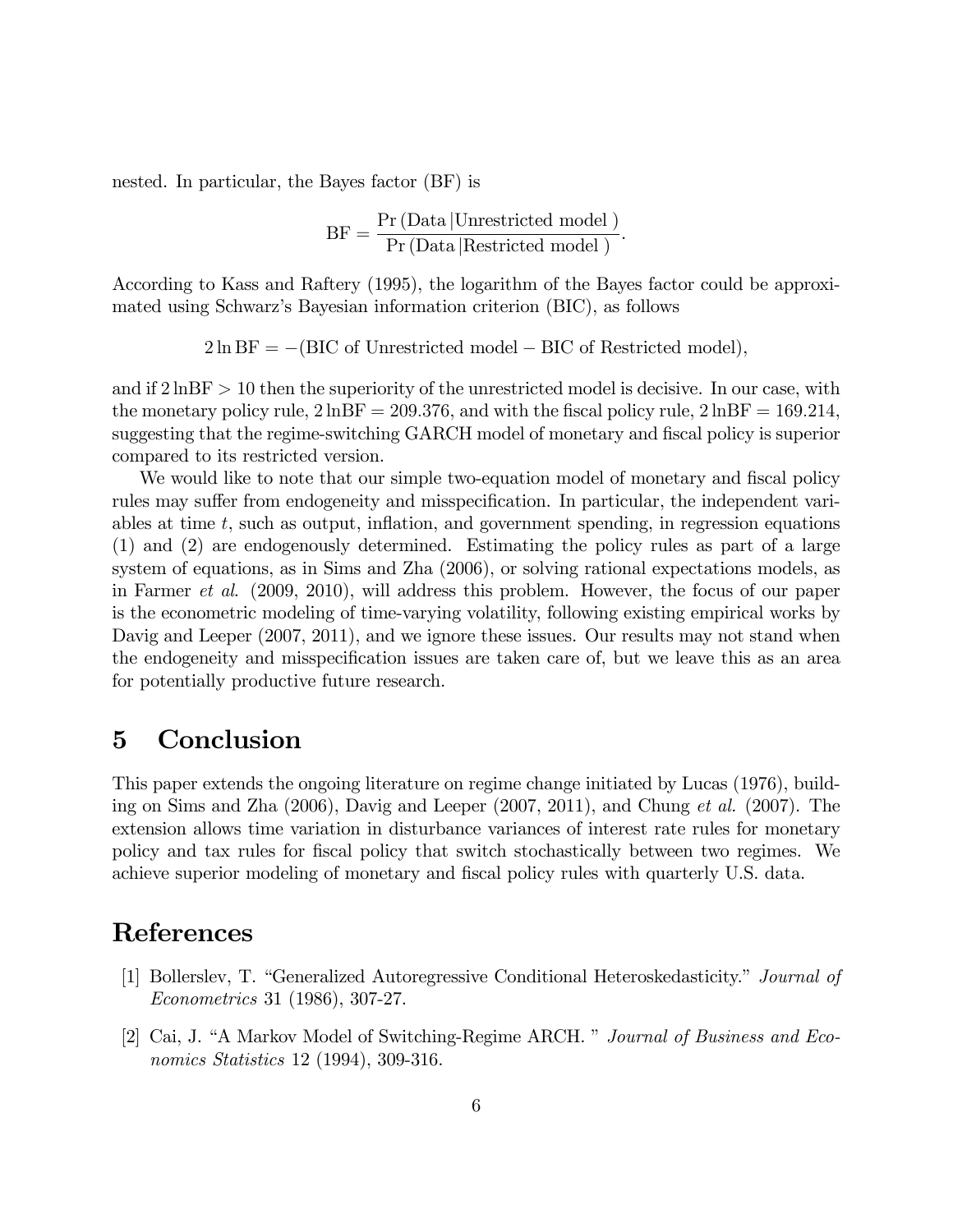nested. In particular, the Bayes factor (BF) is

$$\text{BF} = \frac{\Pr(\text{Data}\,|\text{Unrestricted model}\,)}{\Pr(\text{Data}\,|\text{Restricted model}\,)}.$$

According to Kass and Raftery (1995), the logarithm of the Bayes factor could be approximated using Schwarz's Bayesian information criterion (BIC), as follows

$$2\ln\text{BF} = -(\text{BIC of Unrestricted model} - \text{BIC of Restricted model}),$$

and if $2\ln\text{BF} > 10$ then the superiority of the unrestricted model is decisive. In our case, with the monetary policy rule, $2\ln\text{BF} = 209.376$, and with the fiscal policy rule, $2\ln\text{BF} = 169.214$, suggesting that the regime-switching GARCH model of monetary and fiscal policy is superior compared to its restricted version.

We would like to note that our simple two-equation model of monetary and fiscal policy rules may suffer from endogeneity and misspecification. In particular, the independent variables at time $t$, such as output, inflation, and government spending, in regression equations (1) and (2) are endogenously determined. Estimating the policy rules as part of a large system of equations, as in Sims and Zha (2006), or solving rational expectations models, as in Farmer *et al.* (2009, 2010), will address this problem. However, the focus of our paper is the econometric modeling of time-varying volatility, following existing empirical works by Davig and Leeper (2007, 2011), and we ignore these issues. Our results may not stand when the endogeneity and misspecification issues are taken care of, but we leave this as an area for potentially productive future research.

# 5 Conclusion

This paper extends the ongoing literature on regime change initiated by Lucas (1976), building on Sims and Zha (2006), Davig and Leeper (2007, 2011), and Chung *et al.* (2007). The extension allows time variation in disturbance variances of interest rate rules for monetary policy and tax rules for fiscal policy that switch stochastically between two regimes. We achieve superior modeling of monetary and fiscal policy rules with quarterly U.S. data.

# References

[1] Bollerslev, T. "Generalized Autoregressive Conditional Heteroskedasticity." *Journal of Econometrics* 31 (1986), 307-27.

[2] Cai, J. "A Markov Model of Switching-Regime ARCH. " *Journal of Business and Economics Statistics* 12 (1994), 309-316.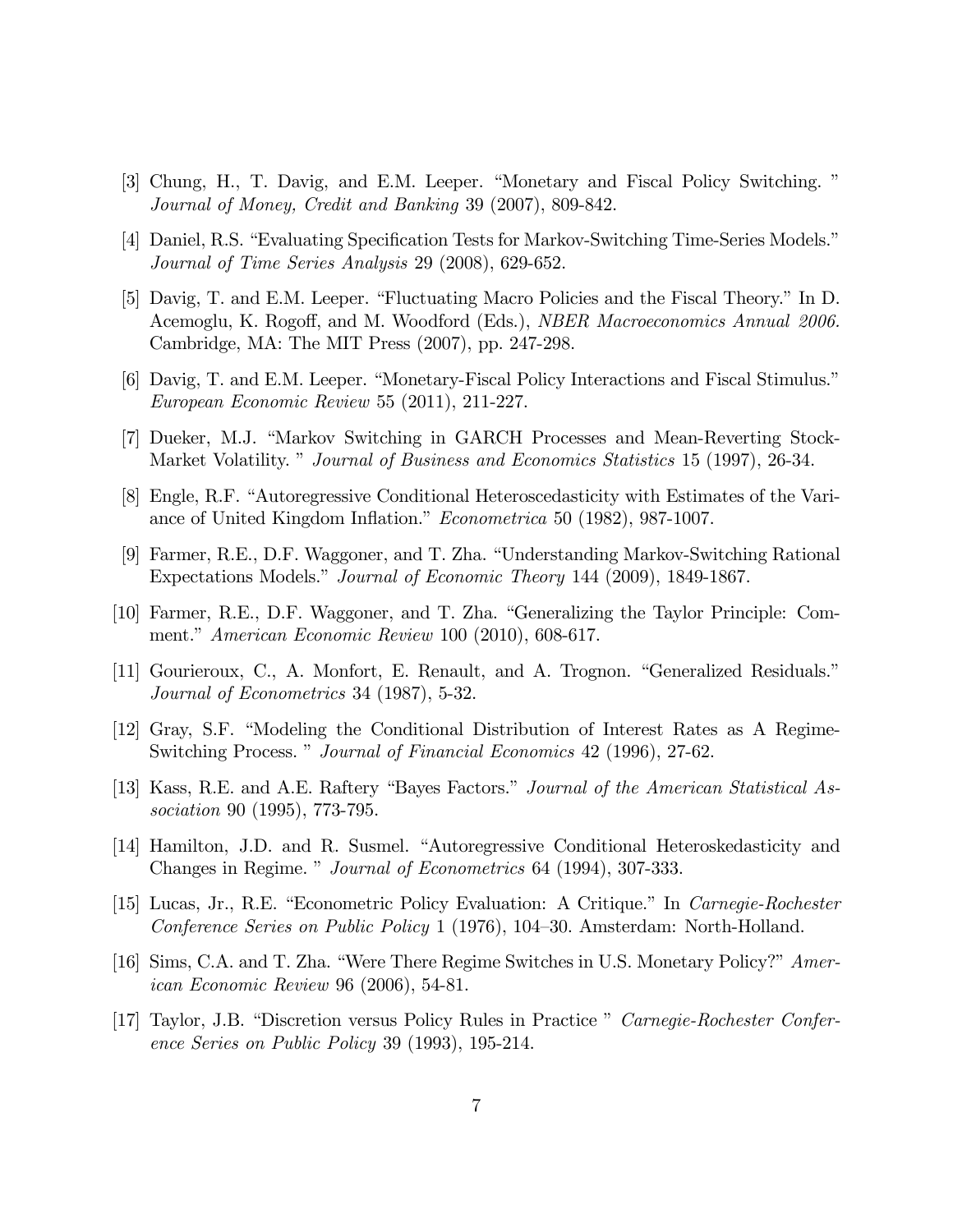[3] Chung, H., T. Davig, and E.M. Leeper. "Monetary and Fiscal Policy Switching. " *Journal of Money, Credit and Banking* 39 (2007), 809-842.

[4] Daniel, R.S. "Evaluating Specification Tests for Markov-Switching Time-Series Models." *Journal of Time Series Analysis* 29 (2008), 629-652.

[5] Davig, T. and E.M. Leeper. "Fluctuating Macro Policies and the Fiscal Theory." In D. Acemoglu, K. Rogoff, and M. Woodford (Eds.), *NBER Macroeconomics Annual 2006.* Cambridge, MA: The MIT Press (2007), pp. 247-298.

[6] Davig, T. and E.M. Leeper. "Monetary-Fiscal Policy Interactions and Fiscal Stimulus." *European Economic Review* 55 (2011), 211-227.

[7] Dueker, M.J. "Markov Switching in GARCH Processes and Mean-Reverting Stock-Market Volatility. " *Journal of Business and Economics Statistics* 15 (1997), 26-34.

[8] Engle, R.F. "Autoregressive Conditional Heteroscedasticity with Estimates of the Variance of United Kingdom Inflation." *Econometrica* 50 (1982), 987-1007.

[9] Farmer, R.E., D.F. Waggoner, and T. Zha. "Understanding Markov-Switching Rational Expectations Models." *Journal of Economic Theory* 144 (2009), 1849-1867.

[10] Farmer, R.E., D.F. Waggoner, and T. Zha. "Generalizing the Taylor Principle: Comment." *American Economic Review* 100 (2010), 608-617.

[11] Gourieroux, C., A. Monfort, E. Renault, and A. Trognon. "Generalized Residuals." *Journal of Econometrics* 34 (1987), 5-32.

[12] Gray, S.F. "Modeling the Conditional Distribution of Interest Rates as A Regime-Switching Process. " *Journal of Financial Economics* 42 (1996), 27-62.

[13] Kass, R.E. and A.E. Raftery "Bayes Factors." *Journal of the American Statistical Association* 90 (1995), 773-795.

[14] Hamilton, J.D. and R. Susmel. "Autoregressive Conditional Heteroskedasticity and Changes in Regime. " *Journal of Econometrics* 64 (1994), 307-333.

[15] Lucas, Jr., R.E. "Econometric Policy Evaluation: A Critique." In *Carnegie-Rochester Conference Series on Public Policy* 1 (1976), 104–30. Amsterdam: North-Holland.

[16] Sims, C.A. and T. Zha. "Were There Regime Switches in U.S. Monetary Policy?" *American Economic Review* 96 (2006), 54-81.

[17] Taylor, J.B. "Discretion versus Policy Rules in Practice " *Carnegie-Rochester Conference Series on Public Policy* 39 (1993), 195-214.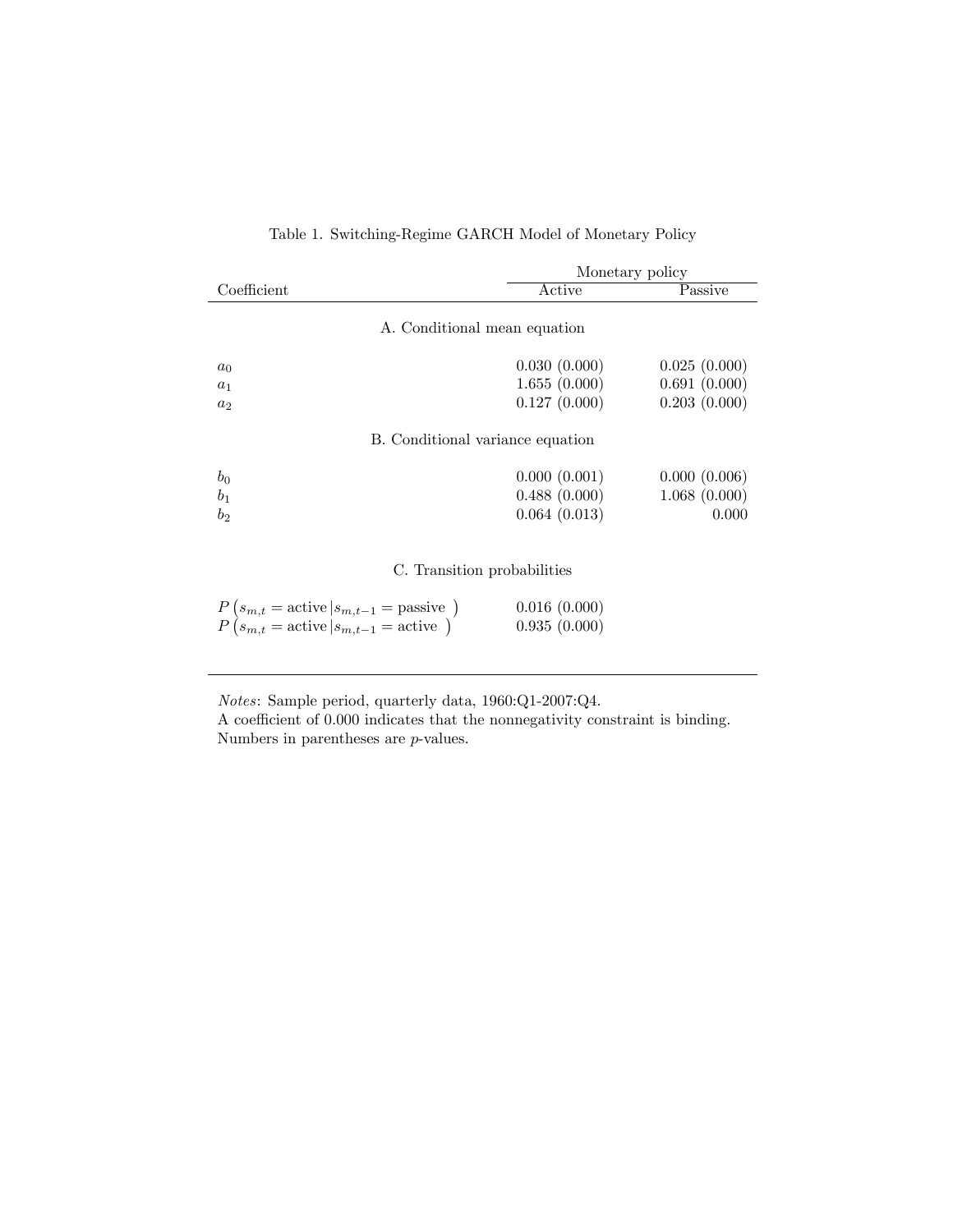Table 1. Switching-Regime GARCH Model of Monetary Policy

| Coefficient | Monetary policy | |
|---|---|---|
| | Active | Passive |
| **A. Conditional mean equation** | | |
| $a_0$ | 0.030 (0.000) | 0.025 (0.000) |
| $a_1$ | 1.655 (0.000) | 0.691 (0.000) |
| $a_2$ | 0.127 (0.000) | 0.203 (0.000) |
| **B. Conditional variance equation** | | |
| $b_0$ | 0.000 (0.001) | 0.000 (0.006) |
| $b_1$ | 0.488 (0.000) | 1.068 (0.000) |
| $b_2$ | 0.064 (0.013) | 0.000 |
| **C. Transition probabilities** | | |
| $P\left(s_{m,t} = \text{active} \mid s_{m,t-1} = \text{passive}\right)$ | 0.016 (0.000) | |
| $P\left(s_{m,t} = \text{active} \mid s_{m,t-1} = \text{active}\right)$ | 0.935 (0.000) | |

*Notes*: Sample period, quarterly data, 1960:Q1-2007:Q4.
A coefficient of 0.000 indicates that the nonnegativity constraint is binding.
Numbers in parentheses are $p$-values.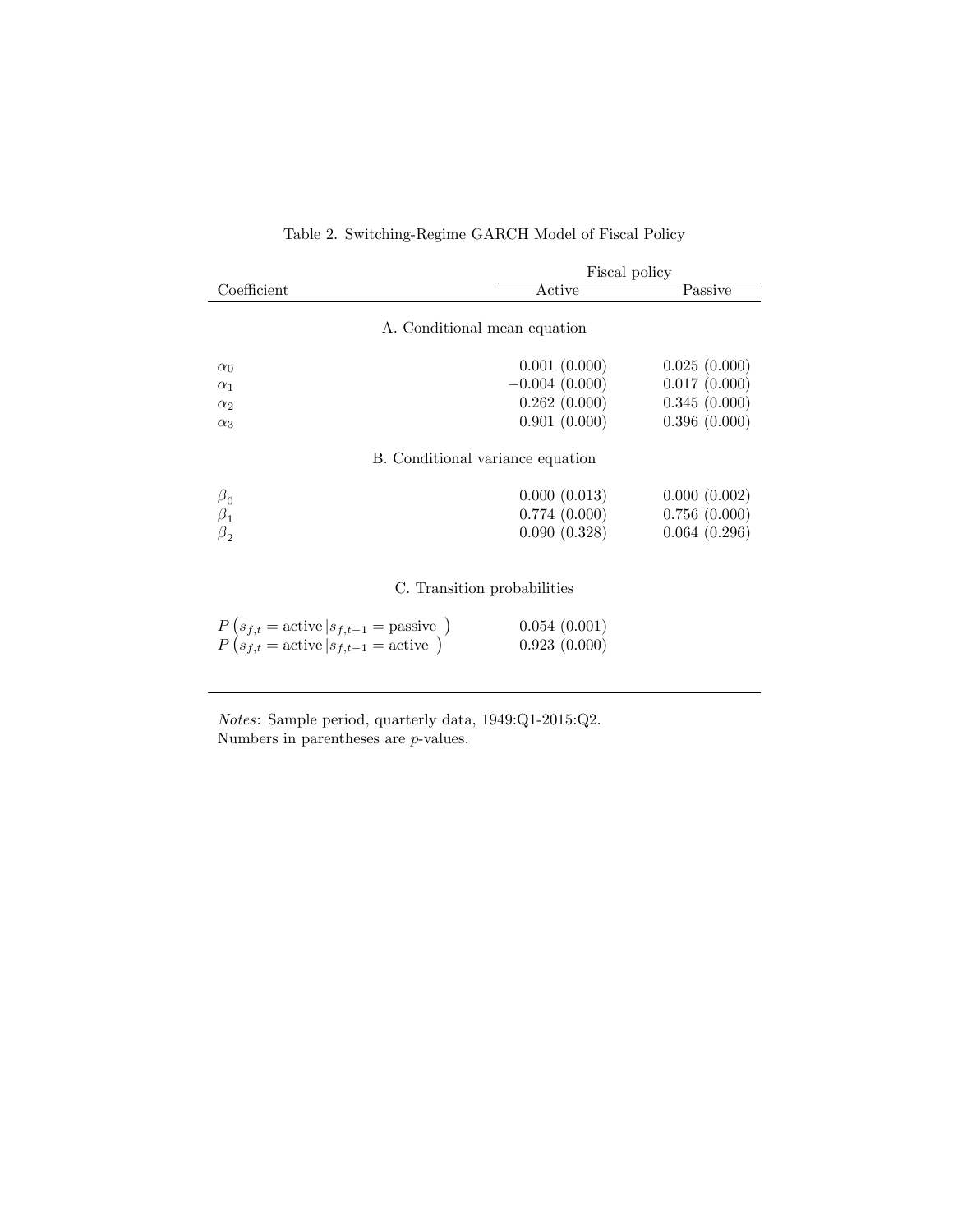Table 2. Switching-Regime GARCH Model of Fiscal Policy

| Coefficient | Fiscal policy | |
|---|---|---|
| | Active | Passive |
| **A. Conditional mean equation** | | |
| $\alpha_0$ | 0.001 (0.000) | 0.025 (0.000) |
| $\alpha_1$ | $-0.004$ (0.000) | 0.017 (0.000) |
| $\alpha_2$ | 0.262 (0.000) | 0.345 (0.000) |
| $\alpha_3$ | 0.901 (0.000) | 0.396 (0.000) |
| **B. Conditional variance equation** | | |
| $\beta_0$ | 0.000 (0.013) | 0.000 (0.002) |
| $\beta_1$ | 0.774 (0.000) | 0.756 (0.000) |
| $\beta_2$ | 0.090 (0.328) | 0.064 (0.296) |
| **C. Transition probabilities** | | |
| $P\left(s_{f,t} = \text{active} \mid s_{f,t-1} = \text{passive}\right)$ | 0.054 (0.001) | |
| $P\left(s_{f,t} = \text{active} \mid s_{f,t-1} = \text{active}\right)$ | 0.923 (0.000) | |

*Notes*: Sample period, quarterly data, 1949:Q1-2015:Q2.
Numbers in parentheses are $p$-values.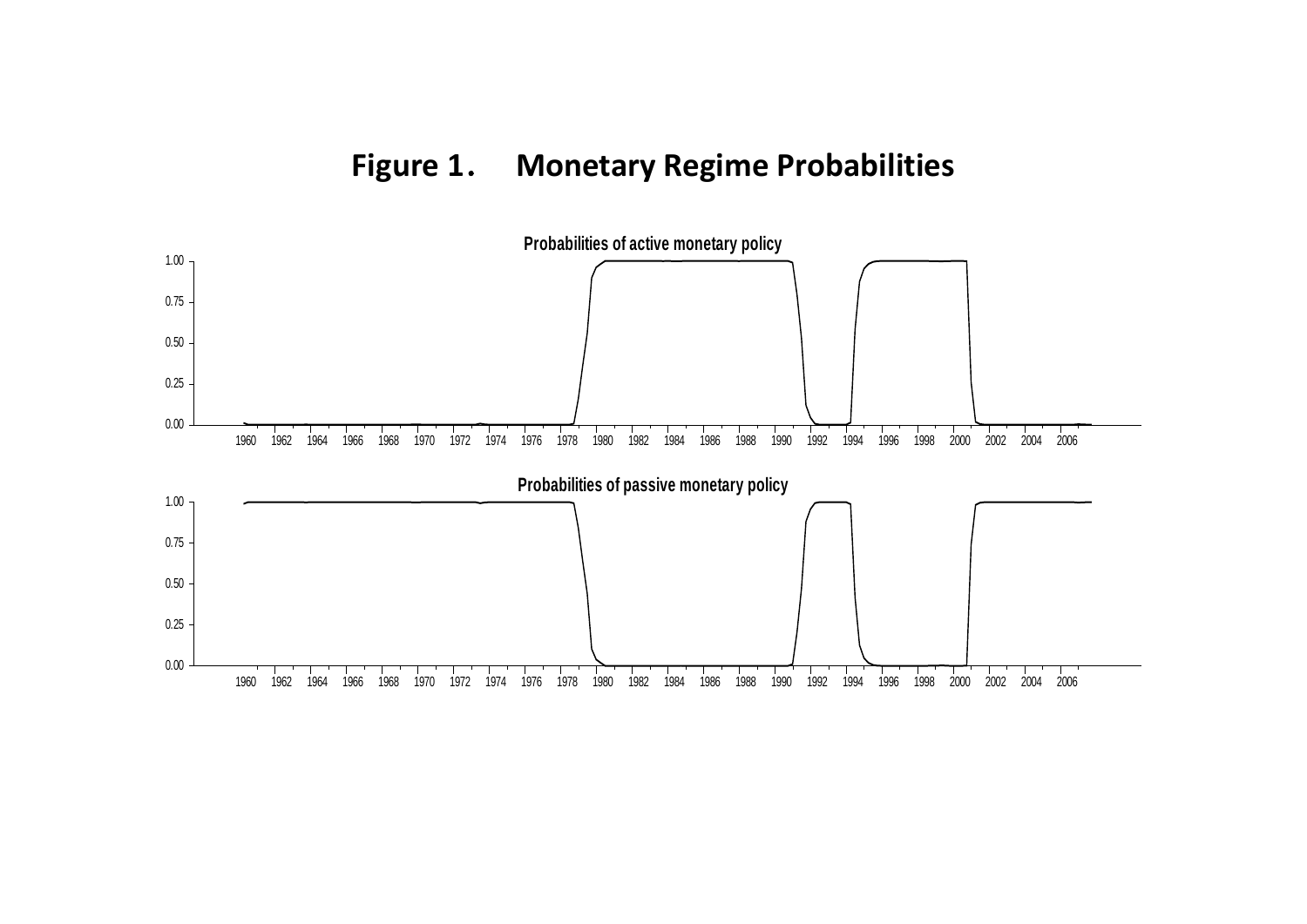# Figure 1. Monetary Regime Probabilities

**Probabilities of active monetary policy**

**Probabilities of passive monetary policy**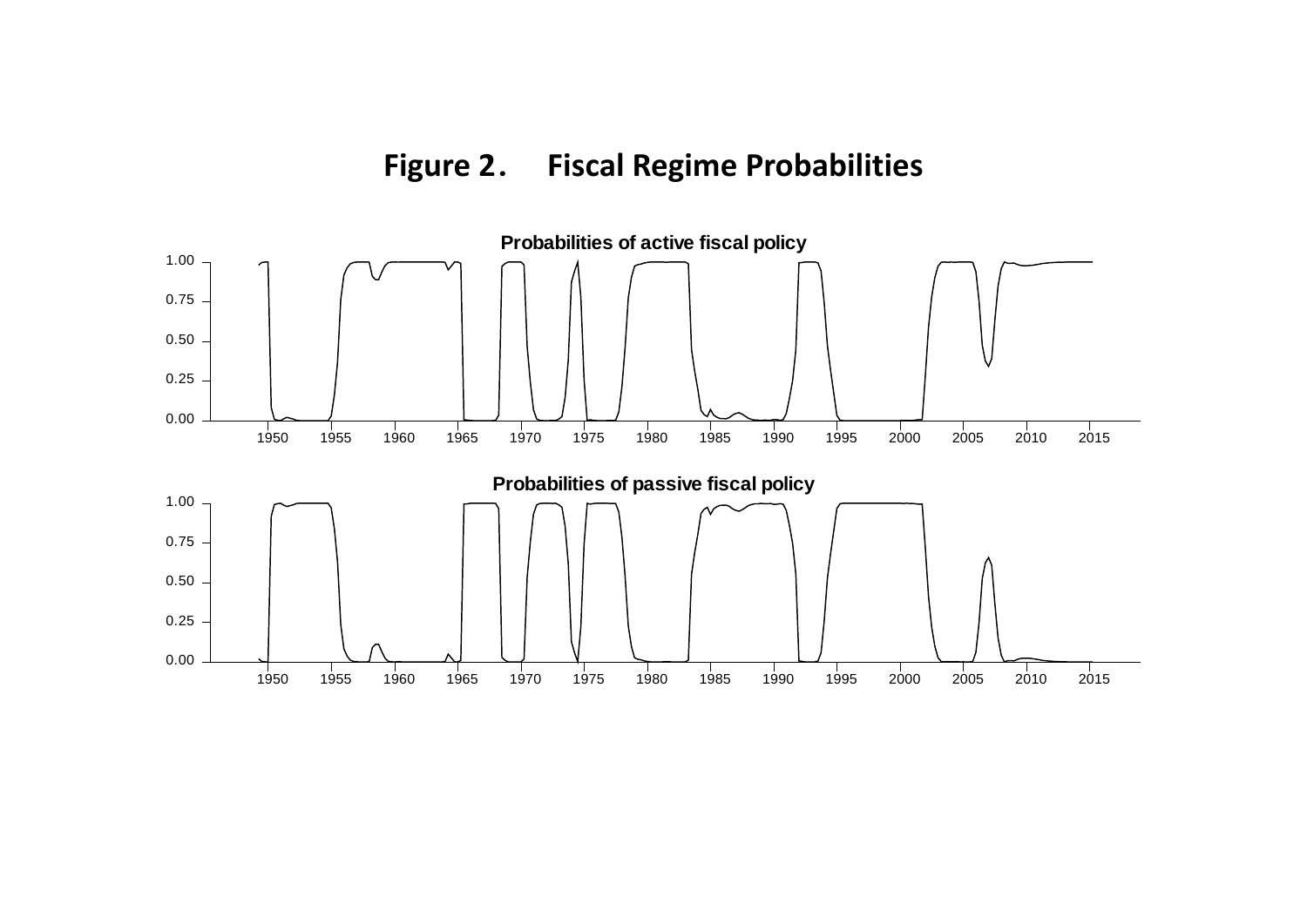# Figure 2. Fiscal Regime Probabilities

Probabilities of active fiscal policy

1.00
0.75
0.50
0.25
0.00

1950 1955 1960 1965 1970 1975 1980 1985 1990 1995 2000 2005 2010 2015

Probabilities of passive fiscal policy

1.00
0.75
0.50
0.25
0.00

1950 1955 1960 1965 1970 1975 1980 1985 1990 1995 2000 2005 2010 2015